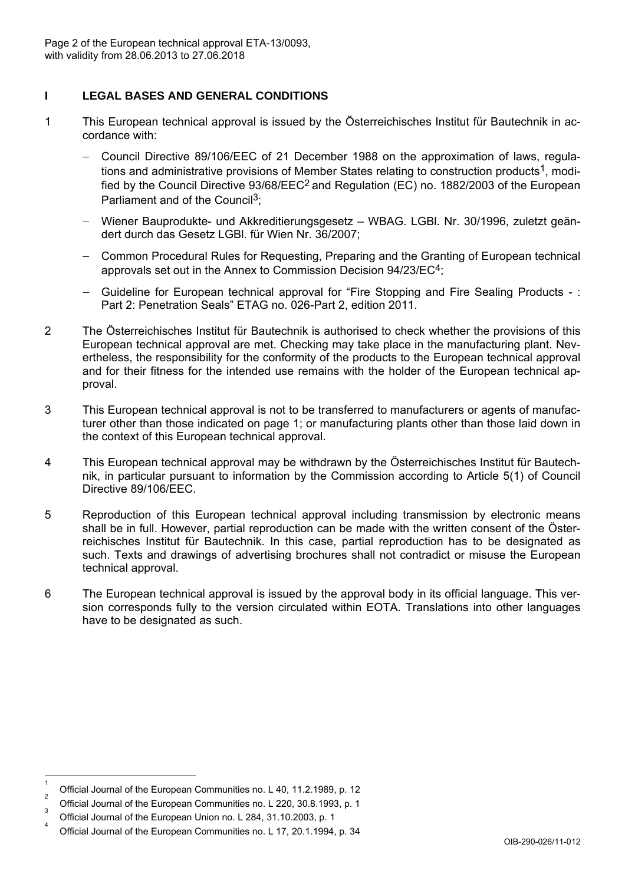## I LEGAL BASES AND GENERAL CONDITIONS

1 This European technical approval is issued by the Österreichisches Institut für Bautechnik in accordance with:

- Council Directive 89/106/EEC of 21 December 1988 on the approximation of laws, regulations and administrative provisions of Member States relating to construction products[1], modified by the Council Directive 93/68/EEC[2] and Regulation (EC) no. 1882/2003 of the European Parliament and of the Council[3];
- Wiener Bauprodukte- und Akkreditierungsgesetz – WBAG. LGBl. Nr. 30/1996, zuletzt geändert durch das Gesetz LGBl. für Wien Nr. 36/2007;
- Common Procedural Rules for Requesting, Preparing and the Granting of European technical approvals set out in the Annex to Commission Decision 94/23/EC[4];
- Guideline for European technical approval for "Fire Stopping and Fire Sealing Products - : Part 2: Penetration Seals" ETAG no. 026-Part 2, edition 2011.

2 The Österreichisches Institut für Bautechnik is authorised to check whether the provisions of this European technical approval are met. Checking may take place in the manufacturing plant. Nevertheless, the responsibility for the conformity of the products to the European technical approval and for their fitness for the intended use remains with the holder of the European technical approval.

3 This European technical approval is not to be transferred to manufacturers or agents of manufacturer other than those indicated on page 1; or manufacturing plants other than those laid down in the context of this European technical approval.

4 This European technical approval may be withdrawn by the Österreichisches Institut für Bautechnik, in particular pursuant to information by the Commission according to Article 5(1) of Council Directive 89/106/EEC.

5 Reproduction of this European technical approval including transmission by electronic means shall be in full. However, partial reproduction can be made with the written consent of the Österreichisches Institut für Bautechnik. In this case, partial reproduction has to be designated as such. Texts and drawings of advertising brochures shall not contradict or misuse the European technical approval.

6 The European technical approval is issued by the approval body in its official language. This version corresponds fully to the version circulated within EOTA. Translations into other languages have to be designated as such.

---

[1] Official Journal of the European Communities no. L 40, 11.2.1989, p. 12

[2] Official Journal of the European Communities no. L 220, 30.8.1993, p. 1

[3] Official Journal of the European Union no. L 284, 31.10.2003, p. 1

[4] Official Journal of the European Communities no. L 17, 20.1.1994, p. 34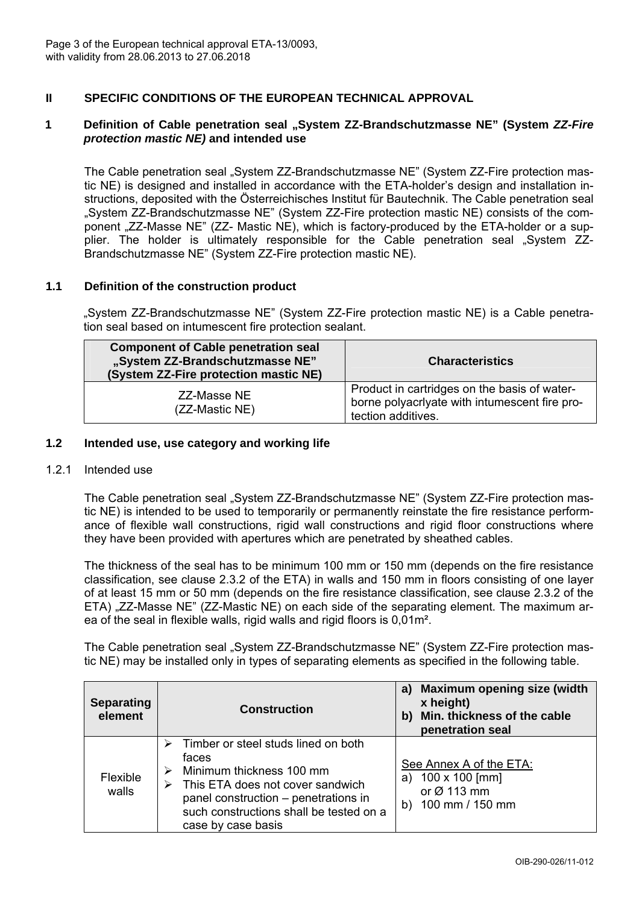## II SPECIFIC CONDITIONS OF THE EUROPEAN TECHNICAL APPROVAL

### 1 Definition of Cable penetration seal „System ZZ-Brandschutzmasse NE" (System *ZZ-Fire protection mastic NE)* and intended use

The Cable penetration seal „System ZZ-Brandschutzmasse NE" (System ZZ-Fire protection mastic NE) is designed and installed in accordance with the ETA-holder's design and installation instructions, deposited with the Österreichisches Institut für Bautechnik. The Cable penetration seal „System ZZ-Brandschutzmasse NE" (System ZZ-Fire protection mastic NE) consists of the component „ZZ-Masse NE" (ZZ- Mastic NE), which is factory-produced by the ETA-holder or a supplier. The holder is ultimately responsible for the Cable penetration seal „System ZZ-Brandschutzmasse NE" (System ZZ-Fire protection mastic NE).

### 1.1 Definition of the construction product

„System ZZ-Brandschutzmasse NE" (System ZZ-Fire protection mastic NE) is a Cable penetration seal based on intumescent fire protection sealant.

| Component of Cable penetration seal „System ZZ-Brandschutzmasse NE" (System ZZ-Fire protection mastic NE) | Characteristics |
|---|---|
| ZZ-Masse NE (ZZ-Mastic NE) | Product in cartridges on the basis of water-borne polyacrlyate with intumescent fire protection additives. |

### 1.2 Intended use, use category and working life

#### 1.2.1 Intended use

The Cable penetration seal „System ZZ-Brandschutzmasse NE" (System ZZ-Fire protection mastic NE) is intended to be used to temporarily or permanently reinstate the fire resistance performance of flexible wall constructions, rigid wall constructions and rigid floor constructions where they have been provided with apertures which are penetrated by sheathed cables.

The thickness of the seal has to be minimum 100 mm or 150 mm (depends on the fire resistance classification, see clause 2.3.2 of the ETA) in walls and 150 mm in floors consisting of one layer of at least 15 mm or 50 mm (depends on the fire resistance classification, see clause 2.3.2 of the ETA) „ZZ-Masse NE" (ZZ-Mastic NE) on each side of the separating element. The maximum area of the seal in flexible walls, rigid walls and rigid floors is 0,01m².

The Cable penetration seal „System ZZ-Brandschutzmasse NE" (System ZZ-Fire protection mastic NE) may be installed only in types of separating elements as specified in the following table.

| Separating element | Construction | a) Maximum opening size (width x height)<br>b) Min. thickness of the cable penetration seal |
|---|---|---|
| Flexible walls | ➢ Timber or steel studs lined on both faces<br>➢ Minimum thickness 100 mm<br>➢ This ETA does not cover sandwich panel construction – penetrations in such constructions shall be tested on a case by case basis | See Annex A of the ETA:<br>a) 100 x 100 [mm] or Ø 113 mm<br>b) 100 mm / 150 mm |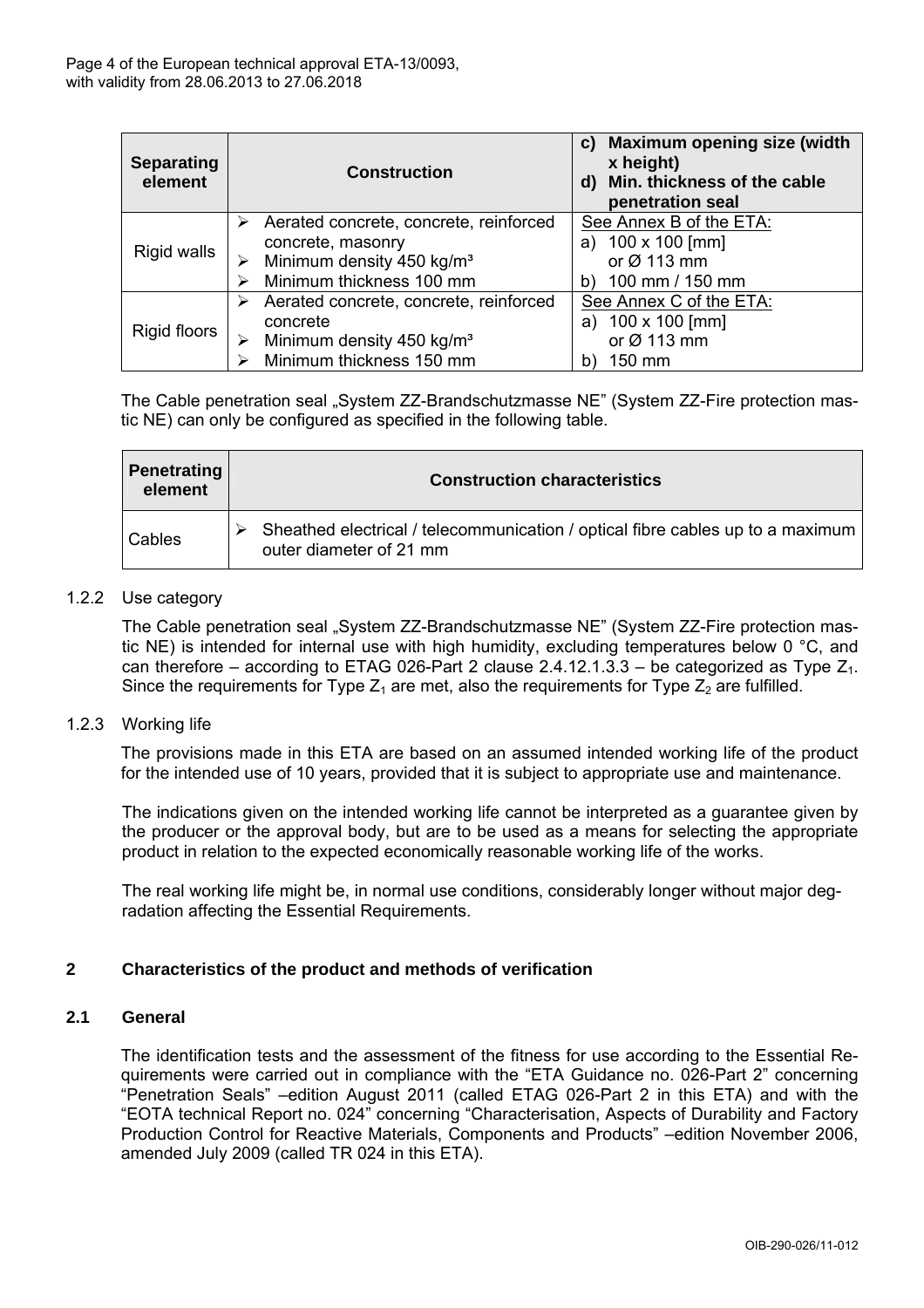| Separating element | Construction | c) Maximum opening size (width x height)<br>d) Min. thickness of the cable penetration seal |
|---|---|---|
| Rigid walls | ➢ Aerated concrete, concrete, reinforced concrete, masonry<br>➢ Minimum density 450 kg/m³<br>➢ Minimum thickness 100 mm | See Annex B of the ETA:<br>a) 100 x 100 [mm] or Ø 113 mm<br>b) 100 mm / 150 mm |
| Rigid floors | ➢ Aerated concrete, concrete, reinforced concrete<br>➢ Minimum density 450 kg/m³<br>➢ Minimum thickness 150 mm | See Annex C of the ETA:<br>a) 100 x 100 [mm] or Ø 113 mm<br>b) 150 mm |

The Cable penetration seal „System ZZ-Brandschutzmasse NE" (System ZZ-Fire protection mastic NE) can only be configured as specified in the following table.

| Penetrating element | Construction characteristics |
|---|---|
| Cables | ➢ Sheathed electrical / telecommunication / optical fibre cables up to a maximum outer diameter of 21 mm |

1.2.2 Use category

The Cable penetration seal „System ZZ-Brandschutzmasse NE" (System ZZ-Fire protection mastic NE) is intended for internal use with high humidity, excluding temperatures below 0 °C, and can therefore – according to ETAG 026-Part 2 clause 2.4.12.1.3.3 – be categorized as Type $Z_1$. Since the requirements for Type $Z_1$ are met, also the requirements for Type $Z_2$ are fulfilled.

1.2.3 Working life

The provisions made in this ETA are based on an assumed intended working life of the product for the intended use of 10 years, provided that it is subject to appropriate use and maintenance.

The indications given on the intended working life cannot be interpreted as a guarantee given by the producer or the approval body, but are to be used as a means for selecting the appropriate product in relation to the expected economically reasonable working life of the works.

The real working life might be, in normal use conditions, considerably longer without major degradation affecting the Essential Requirements.

## 2 Characteristics of the product and methods of verification

### 2.1 General

The identification tests and the assessment of the fitness for use according to the Essential Requirements were carried out in compliance with the "ETA Guidance no. 026-Part 2" concerning "Penetration Seals" –edition August 2011 (called ETAG 026-Part 2 in this ETA) and with the "EOTA technical Report no. 024" concerning "Characterisation, Aspects of Durability and Factory Production Control for Reactive Materials, Components and Products" –edition November 2006, amended July 2009 (called TR 024 in this ETA).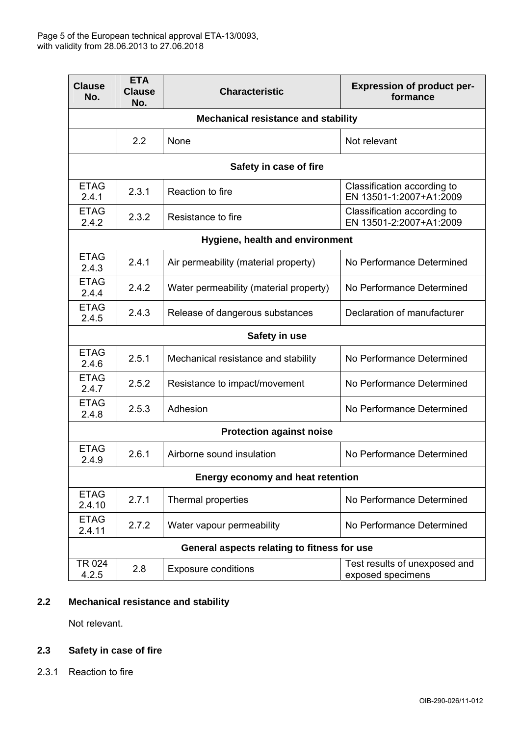| Clause No. | ETA Clause No. | Characteristic | Expression of product performance |
|---|---|---|---|
| **Mechanical resistance and stability** | | | |
| | 2.2 | None | Not relevant |
| **Safety in case of fire** | | | |
| ETAG 2.4.1 | 2.3.1 | Reaction to fire | Classification according to EN 13501-1:2007+A1:2009 |
| ETAG 2.4.2 | 2.3.2 | Resistance to fire | Classification according to EN 13501-2:2007+A1:2009 |
| **Hygiene, health and environment** | | | |
| ETAG 2.4.3 | 2.4.1 | Air permeability (material property) | No Performance Determined |
| ETAG 2.4.4 | 2.4.2 | Water permeability (material property) | No Performance Determined |
| ETAG 2.4.5 | 2.4.3 | Release of dangerous substances | Declaration of manufacturer |
| **Safety in use** | | | |
| ETAG 2.4.6 | 2.5.1 | Mechanical resistance and stability | No Performance Determined |
| ETAG 2.4.7 | 2.5.2 | Resistance to impact/movement | No Performance Determined |
| ETAG 2.4.8 | 2.5.3 | Adhesion | No Performance Determined |
| **Protection against noise** | | | |
| ETAG 2.4.9 | 2.6.1 | Airborne sound insulation | No Performance Determined |
| **Energy economy and heat retention** | | | |
| ETAG 2.4.10 | 2.7.1 | Thermal properties | No Performance Determined |
| ETAG 2.4.11 | 2.7.2 | Water vapour permeability | No Performance Determined |
| **General aspects relating to fitness for use** | | | |
| TR 024 4.2.5 | 2.8 | Exposure conditions | Test results of unexposed and exposed specimens |

## 2.2 Mechanical resistance and stability

Not relevant.

## 2.3 Safety in case of fire

2.3.1 Reaction to fire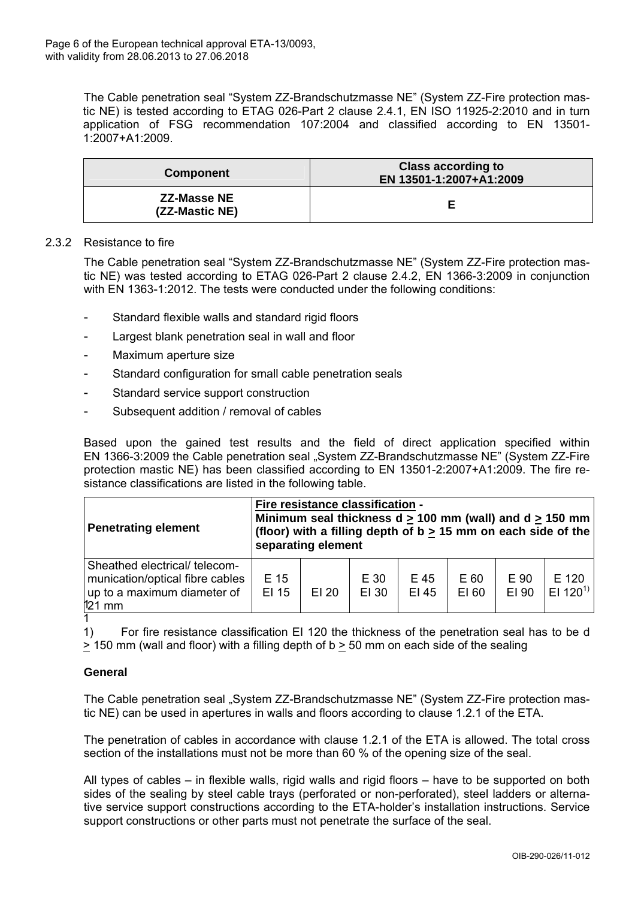The Cable penetration seal "System ZZ-Brandschutzmasse NE" (System ZZ-Fire protection mastic NE) is tested according to ETAG 026-Part 2 clause 2.4.1, EN ISO 11925-2:2010 and in turn application of FSG recommendation 107:2004 and classified according to EN 13501-1:2007+A1:2009.

| Component | Class according to EN 13501-1:2007+A1:2009 |
|---|---|
| **ZZ-Masse NE (ZZ-Mastic NE)** | **E** |

2.3.2 Resistance to fire

The Cable penetration seal "System ZZ-Brandschutzmasse NE" (System ZZ-Fire protection mastic NE) was tested according to ETAG 026-Part 2 clause 2.4.2, EN 1366-3:2009 in conjunction with EN 1363-1:2012. The tests were conducted under the following conditions:

- Standard flexible walls and standard rigid floors
- Largest blank penetration seal in wall and floor
- Maximum aperture size
- Standard configuration for small cable penetration seals
- Standard service support construction
- Subsequent addition / removal of cables

Based upon the gained test results and the field of direct application specified within EN 1366-3:2009 the Cable penetration seal „System ZZ-Brandschutzmasse NE" (System ZZ-Fire protection mastic NE) has been classified according to EN 13501-2:2007+A1:2009. The fire resistance classifications are listed in the following table.

| Penetrating element | Fire resistance classification - Minimum seal thickness d ≥ 100 mm (wall) and d ≥ 150 mm (floor) with a filling depth of b ≥ 15 mm on each side of the separating element | | | | | | |
|---|---|---|---|---|---|---|---|
| Sheathed electrical/ telecommunication/optical fibre cables up to a maximum diameter of 21 mm | E 15 EI 15 | EI 20 | E 30 EI 30 | E 45 EI 45 | E 60 EI 60 | E 90 EI 90 | E 120 EI 120[1)] |

1) For fire resistance classification EI 120 the thickness of the penetration seal has to be d ≥ 150 mm (wall and floor) with a filling depth of b ≥ 50 mm on each side of the sealing

**General**

The Cable penetration seal „System ZZ-Brandschutzmasse NE" (System ZZ-Fire protection mastic NE) can be used in apertures in walls and floors according to clause 1.2.1 of the ETA.

The penetration of cables in accordance with clause 1.2.1 of the ETA is allowed. The total cross section of the installations must not be more than 60 % of the opening size of the seal.

All types of cables – in flexible walls, rigid walls and rigid floors – have to be supported on both sides of the sealing by steel cable trays (perforated or non-perforated), steel ladders or alternative service support constructions according to the ETA-holder's installation instructions. Service support constructions or other parts must not penetrate the surface of the seal.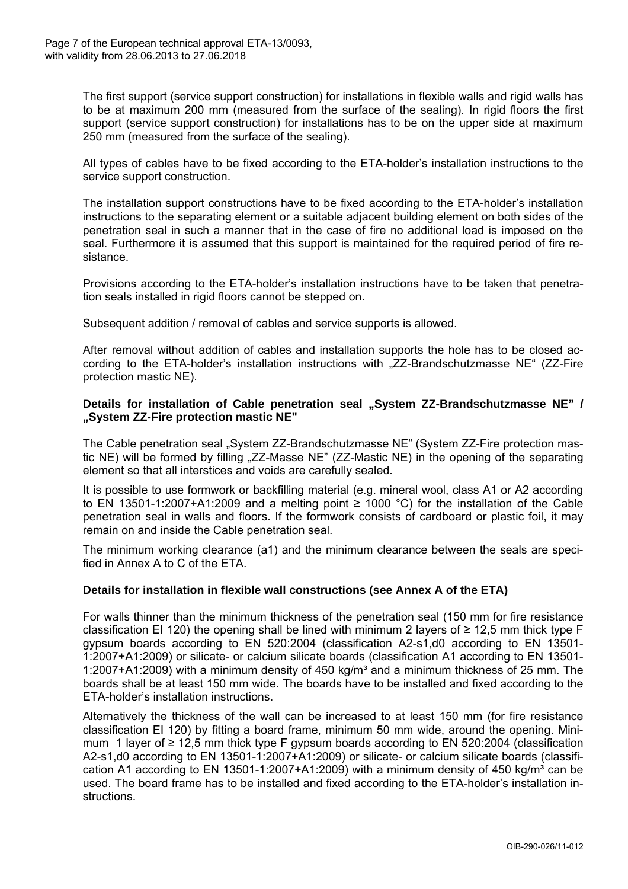The first support (service support construction) for installations in flexible walls and rigid walls has to be at maximum 200 mm (measured from the surface of the sealing). In rigid floors the first support (service support construction) for installations has to be on the upper side at maximum 250 mm (measured from the surface of the sealing).

All types of cables have to be fixed according to the ETA-holder's installation instructions to the service support construction.

The installation support constructions have to be fixed according to the ETA-holder's installation instructions to the separating element or a suitable adjacent building element on both sides of the penetration seal in such a manner that in the case of fire no additional load is imposed on the seal. Furthermore it is assumed that this support is maintained for the required period of fire resistance.

Provisions according to the ETA-holder's installation instructions have to be taken that penetration seals installed in rigid floors cannot be stepped on.

Subsequent addition / removal of cables and service supports is allowed.

After removal without addition of cables and installation supports the hole has to be closed according to the ETA-holder's installation instructions with „ZZ-Brandschutzmasse NE" (ZZ-Fire protection mastic NE).

**Details for installation of Cable penetration seal „System ZZ-Brandschutzmasse NE" / „System ZZ-Fire protection mastic NE"**

The Cable penetration seal „System ZZ-Brandschutzmasse NE" (System ZZ-Fire protection mastic NE) will be formed by filling „ZZ-Masse NE" (ZZ-Mastic NE) in the opening of the separating element so that all interstices and voids are carefully sealed.

It is possible to use formwork or backfilling material (e.g. mineral wool, class A1 or A2 according to EN 13501-1:2007+A1:2009 and a melting point ≥ 1000 °C) for the installation of the Cable penetration seal in walls and floors. If the formwork consists of cardboard or plastic foil, it may remain on and inside the Cable penetration seal.

The minimum working clearance (a1) and the minimum clearance between the seals are specified in Annex A to C of the ETA.

**Details for installation in flexible wall constructions (see Annex A of the ETA)**

For walls thinner than the minimum thickness of the penetration seal (150 mm for fire resistance classification EI 120) the opening shall be lined with minimum 2 layers of ≥ 12,5 mm thick type F gypsum boards according to EN 520:2004 (classification A2-s1,d0 according to EN 13501-1:2007+A1:2009) or silicate- or calcium silicate boards (classification A1 according to EN 13501-1:2007+A1:2009) with a minimum density of 450 kg/m³ and a minimum thickness of 25 mm. The boards shall be at least 150 mm wide. The boards have to be installed and fixed according to the ETA-holder's installation instructions.

Alternatively the thickness of the wall can be increased to at least 150 mm (for fire resistance classification EI 120) by fitting a board frame, minimum 50 mm wide, around the opening. Minimum 1 layer of ≥ 12,5 mm thick type F gypsum boards according to EN 520:2004 (classification A2-s1,d0 according to EN 13501-1:2007+A1:2009) or silicate- or calcium silicate boards (classification A1 according to EN 13501-1:2007+A1:2009) with a minimum density of 450 kg/m³ can be used. The board frame has to be installed and fixed according to the ETA-holder's installation instructions.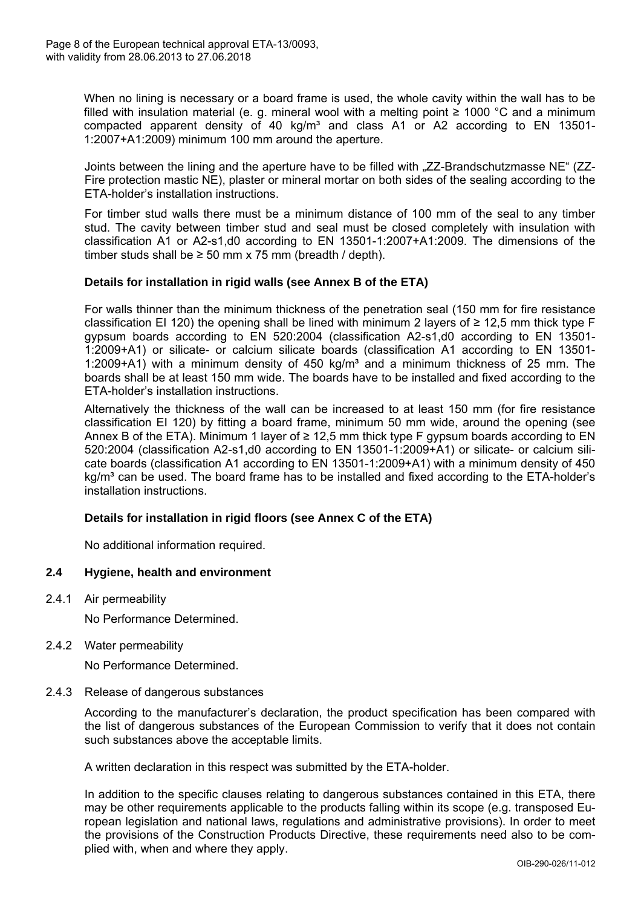When no lining is necessary or a board frame is used, the whole cavity within the wall has to be filled with insulation material (e. g. mineral wool with a melting point ≥ 1000 °C and a minimum compacted apparent density of 40 kg/m³ and class A1 or A2 according to EN 13501-1:2007+A1:2009) minimum 100 mm around the aperture.

Joints between the lining and the aperture have to be filled with „ZZ-Brandschutzmasse NE" (ZZ-Fire protection mastic NE), plaster or mineral mortar on both sides of the sealing according to the ETA-holder's installation instructions.

For timber stud walls there must be a minimum distance of 100 mm of the seal to any timber stud. The cavity between timber stud and seal must be closed completely with insulation with classification A1 or A2-s1,d0 according to EN 13501-1:2007+A1:2009. The dimensions of the timber studs shall be ≥ 50 mm x 75 mm (breadth / depth).

**Details for installation in rigid walls (see Annex B of the ETA)**

For walls thinner than the minimum thickness of the penetration seal (150 mm for fire resistance classification EI 120) the opening shall be lined with minimum 2 layers of ≥ 12,5 mm thick type F gypsum boards according to EN 520:2004 (classification A2-s1,d0 according to EN 13501-1:2009+A1) or silicate- or calcium silicate boards (classification A1 according to EN 13501-1:2009+A1) with a minimum density of 450 kg/m³ and a minimum thickness of 25 mm. The boards shall be at least 150 mm wide. The boards have to be installed and fixed according to the ETA-holder's installation instructions.

Alternatively the thickness of the wall can be increased to at least 150 mm (for fire resistance classification EI 120) by fitting a board frame, minimum 50 mm wide, around the opening (see Annex B of the ETA). Minimum 1 layer of ≥ 12,5 mm thick type F gypsum boards according to EN 520:2004 (classification A2-s1,d0 according to EN 13501-1:2009+A1) or silicate- or calcium silicate boards (classification A1 according to EN 13501-1:2009+A1) with a minimum density of 450 kg/m³ can be used. The board frame has to be installed and fixed according to the ETA-holder's installation instructions.

**Details for installation in rigid floors (see Annex C of the ETA)**

No additional information required.

## 2.4 Hygiene, health and environment

2.4.1 Air permeability

No Performance Determined.

2.4.2 Water permeability

No Performance Determined.

2.4.3 Release of dangerous substances

According to the manufacturer's declaration, the product specification has been compared with the list of dangerous substances of the European Commission to verify that it does not contain such substances above the acceptable limits.

A written declaration in this respect was submitted by the ETA-holder.

In addition to the specific clauses relating to dangerous substances contained in this ETA, there may be other requirements applicable to the products falling within its scope (e.g. transposed European legislation and national laws, regulations and administrative provisions). In order to meet the provisions of the Construction Products Directive, these requirements need also to be complied with, when and where they apply.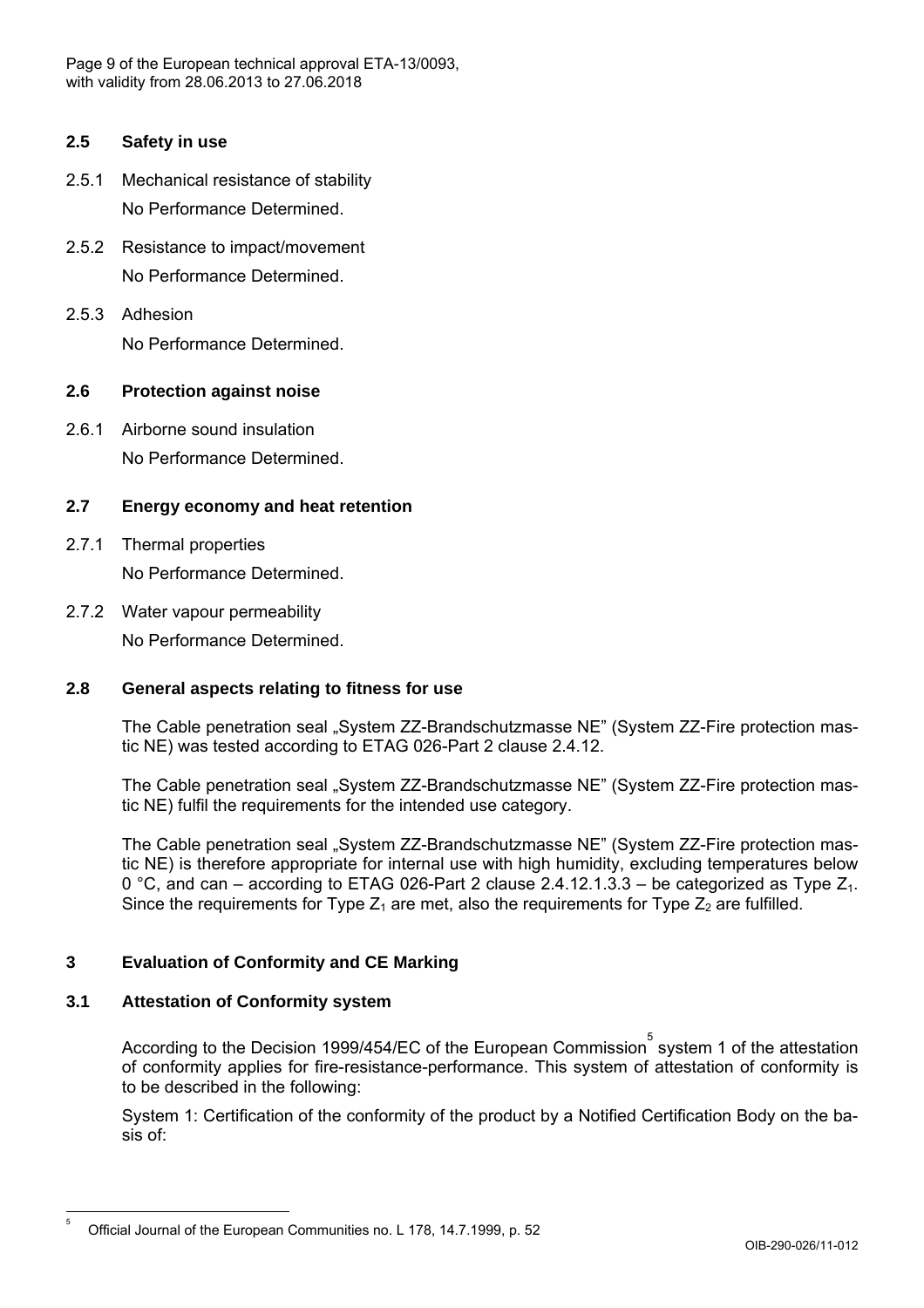## 2.5 Safety in use

2.5.1 Mechanical resistance of stability

No Performance Determined.

2.5.2 Resistance to impact/movement

No Performance Determined.

2.5.3 Adhesion

No Performance Determined.

## 2.6 Protection against noise

2.6.1 Airborne sound insulation

No Performance Determined.

## 2.7 Energy economy and heat retention

2.7.1 Thermal properties

No Performance Determined.

2.7.2 Water vapour permeability

No Performance Determined.

## 2.8 General aspects relating to fitness for use

The Cable penetration seal „System ZZ-Brandschutzmasse NE" (System ZZ-Fire protection mastic NE) was tested according to ETAG 026-Part 2 clause 2.4.12.

The Cable penetration seal „System ZZ-Brandschutzmasse NE" (System ZZ-Fire protection mastic NE) fulfil the requirements for the intended use category.

The Cable penetration seal „System ZZ-Brandschutzmasse NE" (System ZZ-Fire protection mastic NE) is therefore appropriate for internal use with high humidity, excluding temperatures below 0 °C, and can – according to ETAG 026-Part 2 clause 2.4.12.1.3.3 – be categorized as Type $Z_1$. Since the requirements for Type $Z_1$ are met, also the requirements for Type $Z_2$ are fulfilled.

# 3 Evaluation of Conformity and CE Marking

## 3.1 Attestation of Conformity system

According to the Decision 1999/454/EC of the European Commission[5] system 1 of the attestation of conformity applies for fire-resistance-performance. This system of attestation of conformity is to be described in the following:

System 1: Certification of the conformity of the product by a Notified Certification Body on the basis of:

---

[5] Official Journal of the European Communities no. L 178, 14.7.1999, p. 52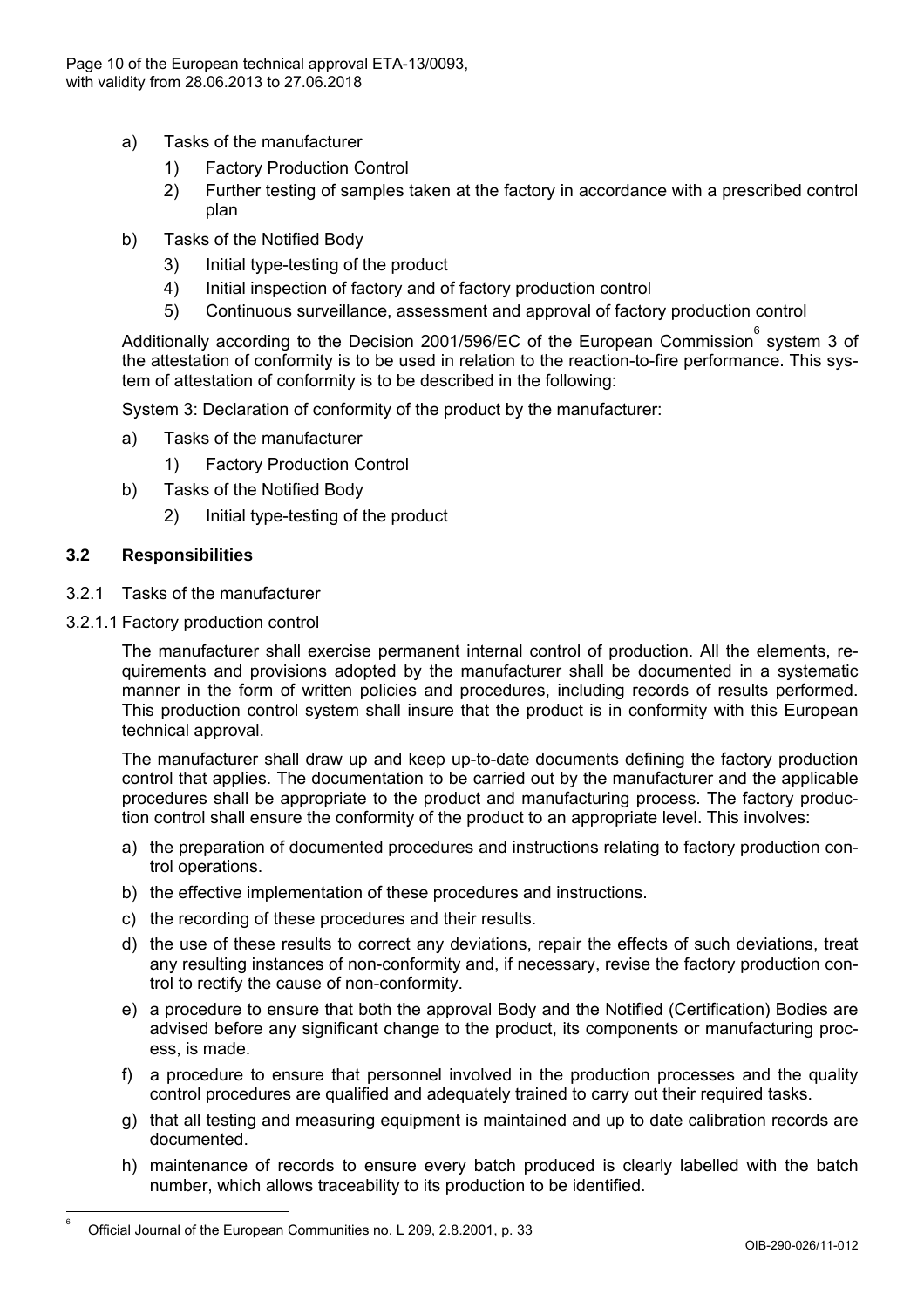a) Tasks of the manufacturer
   1) Factory Production Control
   2) Further testing of samples taken at the factory in accordance with a prescribed control plan

b) Tasks of the Notified Body
   3) Initial type-testing of the product
   4) Initial inspection of factory and of factory production control
   5) Continuous surveillance, assessment and approval of factory production control

Additionally according to the Decision 2001/596/EC of the European Commission[6] system 3 of the attestation of conformity is to be used in relation to the reaction-to-fire performance. This system of attestation of conformity is to be described in the following:

System 3: Declaration of conformity of the product by the manufacturer:

a) Tasks of the manufacturer
   1) Factory Production Control

b) Tasks of the Notified Body
   2) Initial type-testing of the product

### 3.2 Responsibilities

3.2.1 Tasks of the manufacturer

3.2.1.1 Factory production control

The manufacturer shall exercise permanent internal control of production. All the elements, requirements and provisions adopted by the manufacturer shall be documented in a systematic manner in the form of written policies and procedures, including records of results performed. This production control system shall insure that the product is in conformity with this European technical approval.

The manufacturer shall draw up and keep up-to-date documents defining the factory production control that applies. The documentation to be carried out by the manufacturer and the applicable procedures shall be appropriate to the product and manufacturing process. The factory production control shall ensure the conformity of the product to an appropriate level. This involves:

a) the preparation of documented procedures and instructions relating to factory production control operations.
b) the effective implementation of these procedures and instructions.
c) the recording of these procedures and their results.
d) the use of these results to correct any deviations, repair the effects of such deviations, treat any resulting instances of non-conformity and, if necessary, revise the factory production control to rectify the cause of non-conformity.
e) a procedure to ensure that both the approval Body and the Notified (Certification) Bodies are advised before any significant change to the product, its components or manufacturing process, is made.
f) a procedure to ensure that personnel involved in the production processes and the quality control procedures are qualified and adequately trained to carry out their required tasks.
g) that all testing and measuring equipment is maintained and up to date calibration records are documented.
h) maintenance of records to ensure every batch produced is clearly labelled with the batch number, which allows traceability to its production to be identified.

---

[6] Official Journal of the European Communities no. L 209, 2.8.2001, p. 33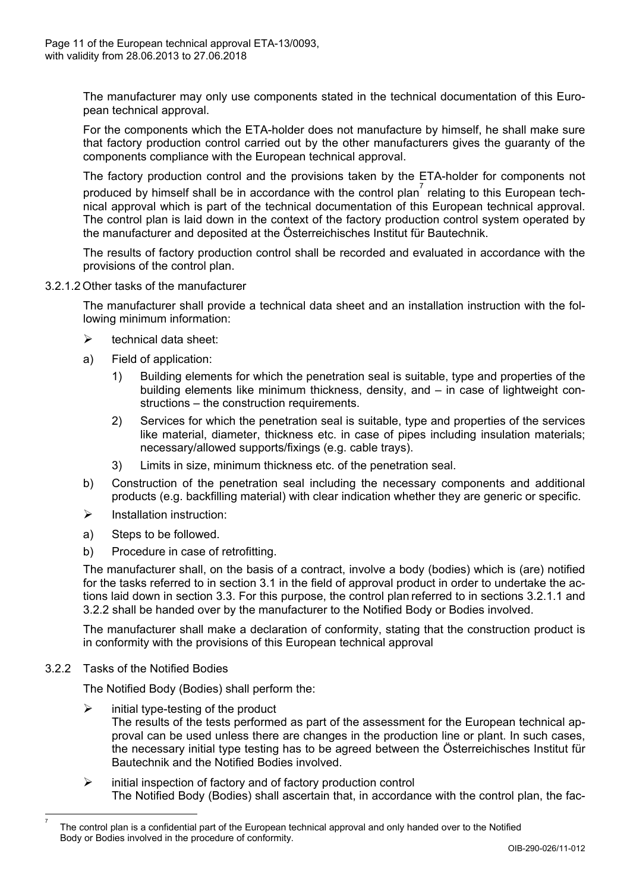The manufacturer may only use components stated in the technical documentation of this European technical approval.

For the components which the ETA-holder does not manufacture by himself, he shall make sure that factory production control carried out by the other manufacturers gives the guaranty of the components compliance with the European technical approval.

The factory production control and the provisions taken by the ETA-holder for components not produced by himself shall be in accordance with the control plan[7] relating to this European technical approval which is part of the technical documentation of this European technical approval. The control plan is laid down in the context of the factory production control system operated by the manufacturer and deposited at the Österreichisches Institut für Bautechnik.

The results of factory production control shall be recorded and evaluated in accordance with the provisions of the control plan.

3.2.1.2 Other tasks of the manufacturer

The manufacturer shall provide a technical data sheet and an installation instruction with the following minimum information:

- technical data sheet:

a) Field of application:

   1) Building elements for which the penetration seal is suitable, type and properties of the building elements like minimum thickness, density, and – in case of lightweight constructions – the construction requirements.

   2) Services for which the penetration seal is suitable, type and properties of the services like material, diameter, thickness etc. in case of pipes including insulation materials; necessary/allowed supports/fixings (e.g. cable trays).

   3) Limits in size, minimum thickness etc. of the penetration seal.

b) Construction of the penetration seal including the necessary components and additional products (e.g. backfilling material) with clear indication whether they are generic or specific.

- Installation instruction:

a) Steps to be followed.

b) Procedure in case of retrofitting.

The manufacturer shall, on the basis of a contract, involve a body (bodies) which is (are) notified for the tasks referred to in section 3.1 in the field of approval product in order to undertake the actions laid down in section 3.3. For this purpose, the control plan referred to in sections 3.2.1.1 and 3.2.2 shall be handed over by the manufacturer to the Notified Body or Bodies involved.

The manufacturer shall make a declaration of conformity, stating that the construction product is in conformity with the provisions of this European technical approval

3.2.2 Tasks of the Notified Bodies

The Notified Body (Bodies) shall perform the:

- initial type-testing of the product
  The results of the tests performed as part of the assessment for the European technical approval can be used unless there are changes in the production line or plant. In such cases, the necessary initial type testing has to be agreed between the Österreichisches Institut für Bautechnik and the Notified Bodies involved.

- initial inspection of factory and of factory production control
  The Notified Body (Bodies) shall ascertain that, in accordance with the control plan, the fac-

---

[7] The control plan is a confidential part of the European technical approval and only handed over to the Notified Body or Bodies involved in the procedure of conformity.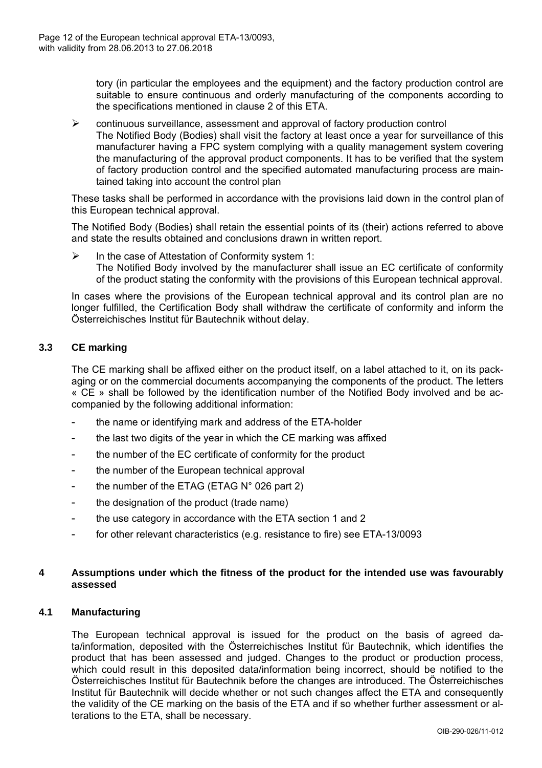tory (in particular the employees and the equipment) and the factory production control are suitable to ensure continuous and orderly manufacturing of the components according to the specifications mentioned in clause 2 of this ETA.

- continuous surveillance, assessment and approval of factory production control
  The Notified Body (Bodies) shall visit the factory at least once a year for surveillance of this manufacturer having a FPC system complying with a quality management system covering the manufacturing of the approval product components. It has to be verified that the system of factory production control and the specified automated manufacturing process are maintained taking into account the control plan

These tasks shall be performed in accordance with the provisions laid down in the control plan of this European technical approval.

The Notified Body (Bodies) shall retain the essential points of its (their) actions referred to above and state the results obtained and conclusions drawn in written report.

- In the case of Attestation of Conformity system 1:
  The Notified Body involved by the manufacturer shall issue an EC certificate of conformity of the product stating the conformity with the provisions of this European technical approval.

In cases where the provisions of the European technical approval and its control plan are no longer fulfilled, the Certification Body shall withdraw the certificate of conformity and inform the Österreichisches Institut für Bautechnik without delay.

### 3.3 CE marking

The CE marking shall be affixed either on the product itself, on a label attached to it, on its packaging or on the commercial documents accompanying the components of the product. The letters « CE » shall be followed by the identification number of the Notified Body involved and be accompanied by the following additional information:

- the name or identifying mark and address of the ETA-holder
- the last two digits of the year in which the CE marking was affixed
- the number of the EC certificate of conformity for the product
- the number of the European technical approval
- the number of the ETAG (ETAG N° 026 part 2)
- the designation of the product (trade name)
- the use category in accordance with the ETA section 1 and 2
- for other relevant characteristics (e.g. resistance to fire) see ETA-13/0093

## 4 Assumptions under which the fitness of the product for the intended use was favourably assessed

### 4.1 Manufacturing

The European technical approval is issued for the product on the basis of agreed data/information, deposited with the Österreichisches Institut für Bautechnik, which identifies the product that has been assessed and judged. Changes to the product or production process, which could result in this deposited data/information being incorrect, should be notified to the Österreichisches Institut für Bautechnik before the changes are introduced. The Österreichisches Institut für Bautechnik will decide whether or not such changes affect the ETA and consequently the validity of the CE marking on the basis of the ETA and if so whether further assessment or alterations to the ETA, shall be necessary.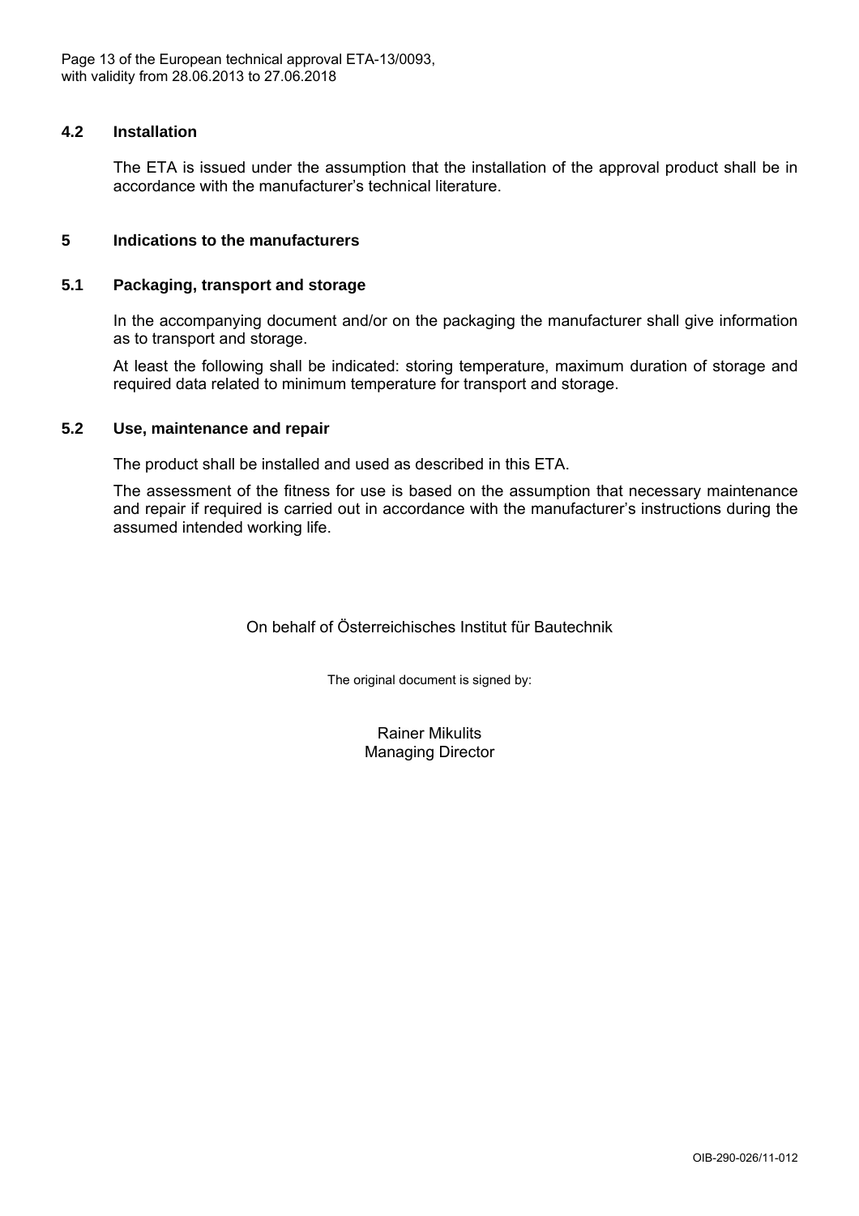### 4.2 Installation

The ETA is issued under the assumption that the installation of the approval product shall be in accordance with the manufacturer's technical literature.

## 5 Indications to the manufacturers

### 5.1 Packaging, transport and storage

In the accompanying document and/or on the packaging the manufacturer shall give information as to transport and storage.

At least the following shall be indicated: storing temperature, maximum duration of storage and required data related to minimum temperature for transport and storage.

### 5.2 Use, maintenance and repair

The product shall be installed and used as described in this ETA.

The assessment of the fitness for use is based on the assumption that necessary maintenance and repair if required is carried out in accordance with the manufacturer's instructions during the assumed intended working life.

On behalf of Österreichisches Institut für Bautechnik

The original document is signed by:

Rainer Mikulits
Managing Director

OIB-290-026/11-012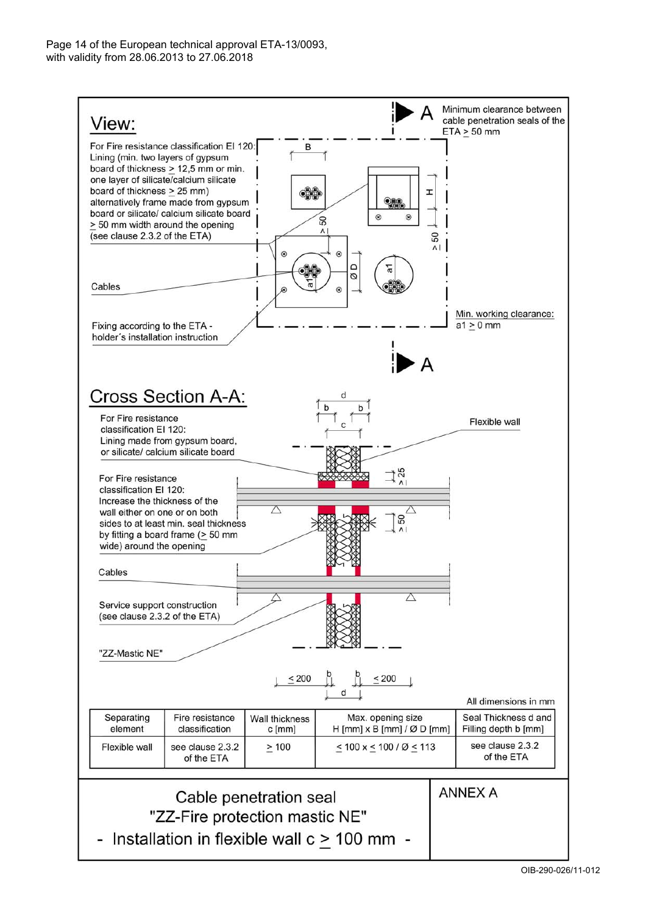## View:

A — Minimum clearance between cable penetration seals of the ETA ≥ 50 mm

For Fire resistance classification EI 120: Lining (min. two layers of gypsum board of thickness ≥ 12,5 mm or min. one layer of silicate/calcium silicate board of thickness ≥ 25 mm) alternatively frame made from gypsum board or silicate/ calcium silicate board ≥ 50 mm width around the opening (see clause 2.3.2 of the ETA)

Cables

Fixing according to the ETA - holder´s installation instruction

B, H, Ø D, a1, ≥ 50, ≥ 50

Min. working clearance: a1 ≥ 0 mm

A

## Cross Section A-A:

For Fire resistance classification EI 120: Lining made from gypsum board, or silicate/ calcium silicate board

For Fire resistance classification EI 120: Increase the thickness of the wall either on one or on both sides to at least min. seal thickness by fitting a board frame (≥ 50 mm wide) around the opening

Cables

Service support construction (see clause 2.3.2 of the ETA)

"ZZ-Mastic NE"

Flexible wall

d, b, b, c, ≥ 25, ≥ 50, ≤ 200, b, b, ≤ 200, d

All dimensions in mm

| Separating element | Fire resistance classification | Wall thickness c [mm] | Max. opening size H [mm] x B [mm] / Ø D [mm] | Seal Thickness d and Filling depth b [mm] |
|---|---|---|---|---|
| Flexible wall | see clause 2.3.2 of the ETA | ≥ 100 | ≤ 100 x ≤ 100 / Ø ≤ 113 | see clause 2.3.2 of the ETA |

Cable penetration seal
"ZZ-Fire protection mastic NE"
- Installation in flexible wall c ≥ 100 mm -

ANNEX A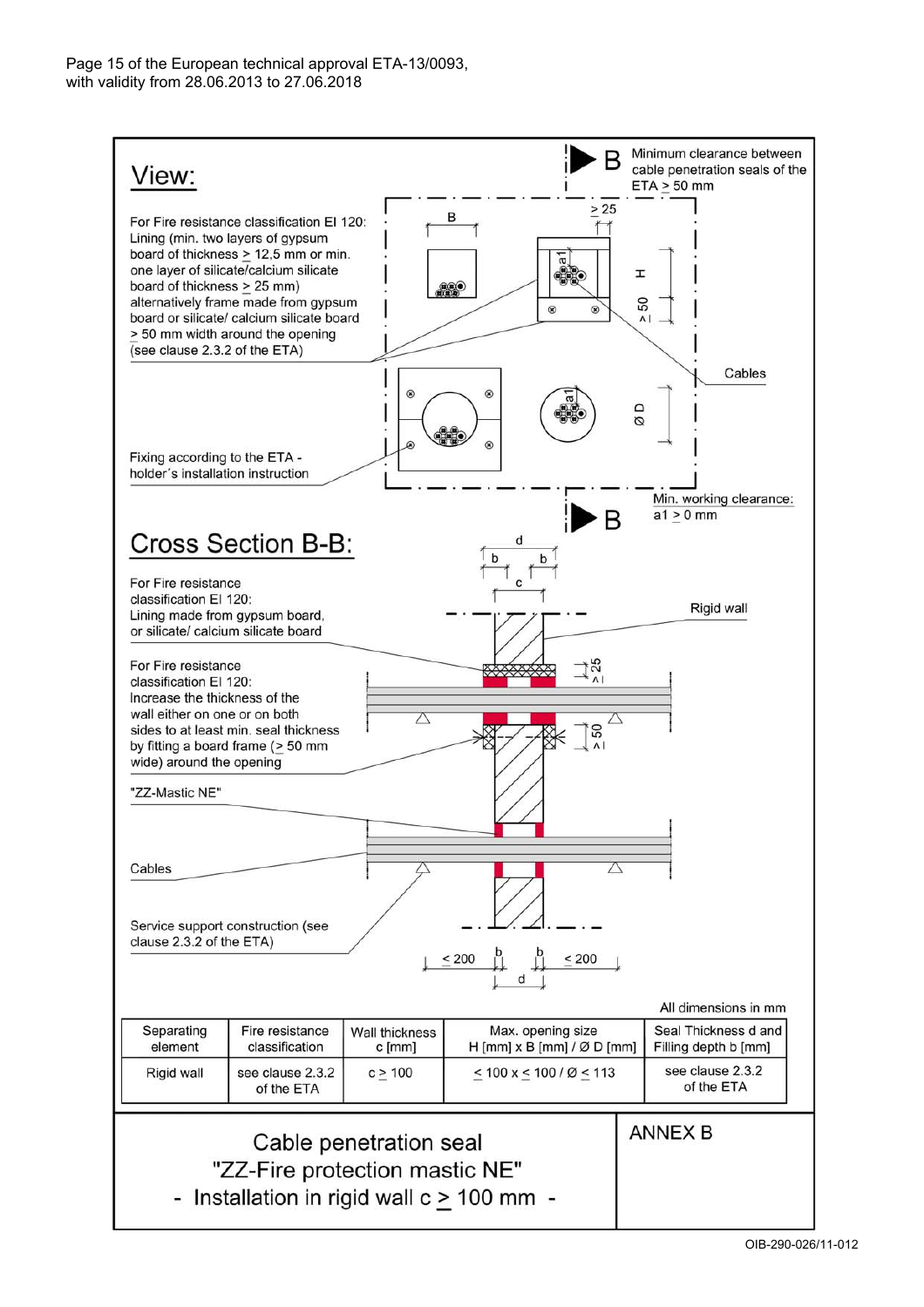Page 15 of the European technical approval ETA-13/0093, with validity from 28.06.2013 to 27.06.2018

## View:

B — Minimum clearance between cable penetration seals of the ETA ≥ 50 mm

For Fire resistance classification EI 120: Lining (min. two layers of gypsum board of thickness ≥ 12,5 mm or min. one layer of silicate/calcium silicate board of thickness ≥ 25 mm) alternatively frame made from gypsum board or silicate/ calcium silicate board ≥ 50 mm width around the opening (see clause 2.3.2 of the ETA)

Fixing according to the ETA - holder´s installation instruction

Cables

Min. working clearance: a1 ≥ 0 mm

B, ≥ 25, H, ≥ 50, a1, Ø D

## Cross Section B-B:

For Fire resistance classification EI 120: Lining made from gypsum board, or silicate/ calcium silicate board

For Fire resistance classification EI 120: Increase the thickness of the wall either on one or on both sides to at least min. seal thickness by fitting a board frame (≥ 50 mm wide) around the opening

"ZZ-Mastic NE"

Cables

Service support construction (see clause 2.3.2 of the ETA)

Rigid wall

d, b, c, ≥ 25, ≥ 50, ≤ 200, ≤ 200

All dimensions in mm

| Separating element | Fire resistance classification | Wall thickness c [mm] | Max. opening size H [mm] x B [mm] / Ø D [mm] | Seal Thickness d and Filling depth b [mm] |
|---|---|---|---|---|
| Rigid wall | see clause 2.3.2 of the ETA | c ≥ 100 | ≤ 100 x ≤ 100 / Ø ≤ 113 | see clause 2.3.2 of the ETA |

Cable penetration seal
"ZZ-Fire protection mastic NE"
- Installation in rigid wall c ≥ 100 mm -

ANNEX B

OIB-290-026/11-012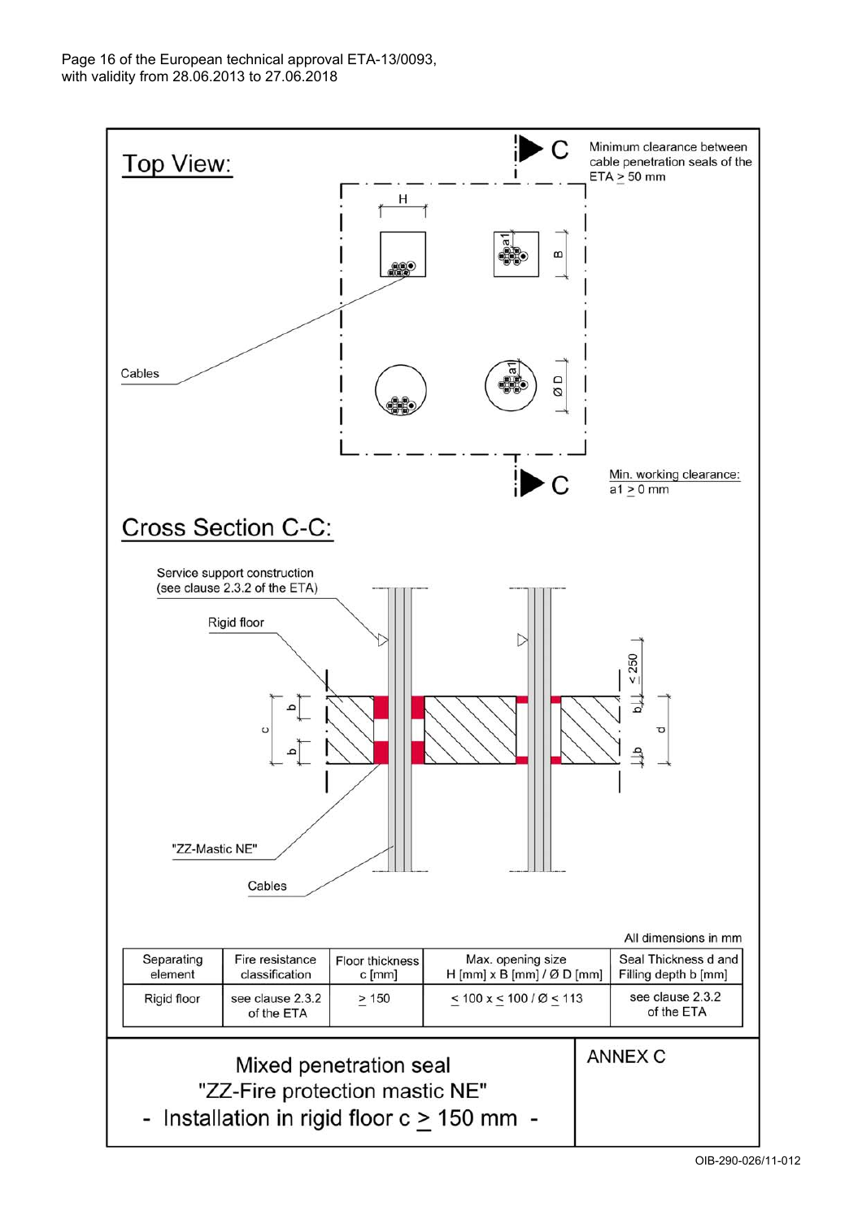## Top View:

Minimum clearance between cable penetration seals of the ETA ≥ 50 mm

H

B

a1

Ø D

Cables

C

Min. working clearance:
a1 ≥ 0 mm

## Cross Section C-C:

Service support construction
(see clause 2.3.2 of the ETA)

Rigid floor

c

b

≤ 250

d

"ZZ-Mastic NE"

Cables

All dimensions in mm

| Separating element | Fire resistance classification | Floor thickness c [mm] | Max. opening size H [mm] x B [mm] / Ø D [mm] | Seal Thickness d and Filling depth b [mm] |
|---|---|---|---|---|
| Rigid floor | see clause 2.3.2 of the ETA | ≥ 150 | ≤ 100 x ≤ 100 / Ø ≤ 113 | see clause 2.3.2 of the ETA |

Mixed penetration seal
"ZZ-Fire protection mastic NE"
- Installation in rigid floor c ≥ 150 mm -

ANNEX C

OIB-290-026/11-012